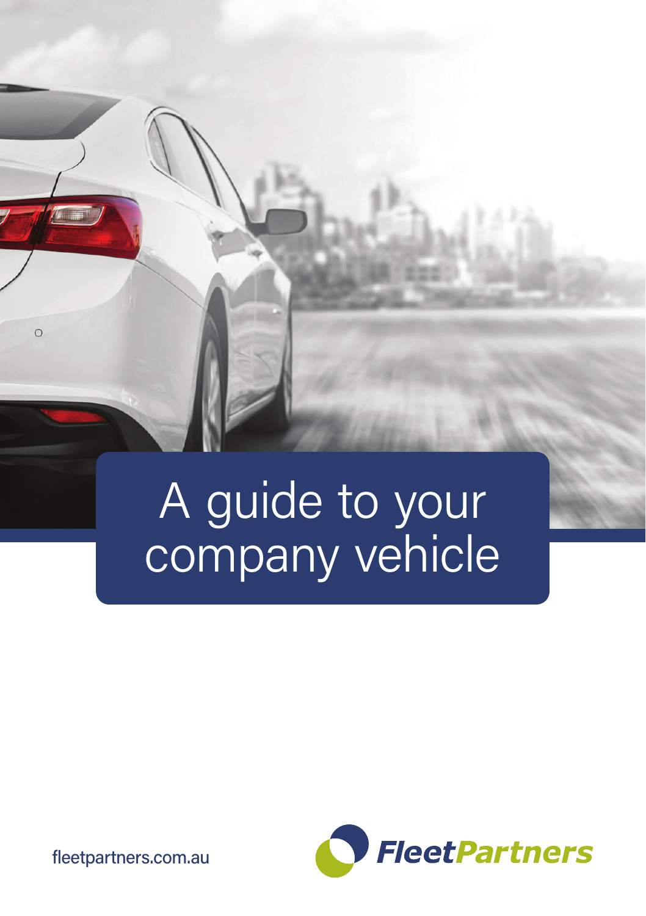# A guide to your company vehicle

fleetpartners.com.au

FleetPartners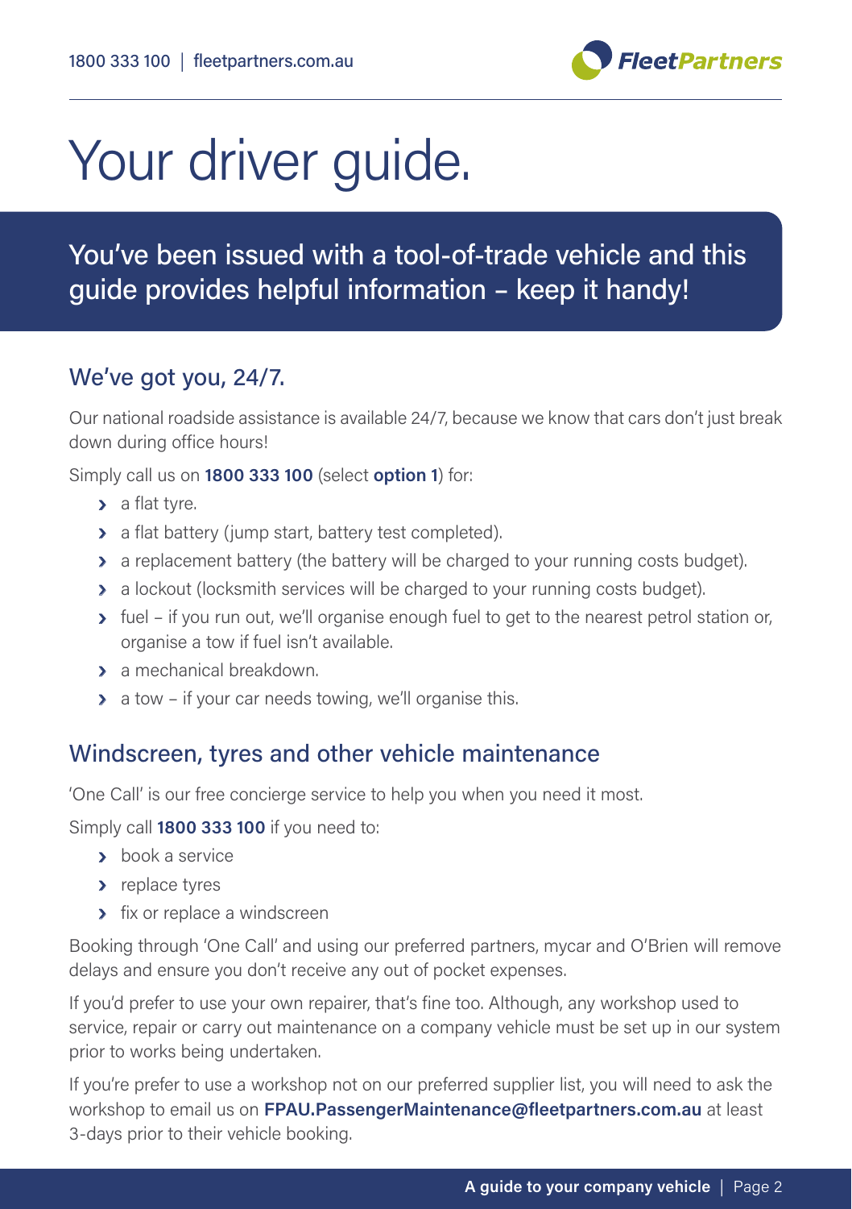# Your driver guide.

## You've been issued with a tool-of-trade vehicle and this guide provides helpful information – keep it handy!

### We've got you, 24/7.

Our national roadside assistance is available 24/7, because we know that cars don't just break down during office hours!

Simply call us on **1800 333 100** (select **option 1**) for:

- a flat tyre.
- a flat battery (jump start, battery test completed).
- a replacement battery (the battery will be charged to your running costs budget).
- a lockout (locksmith services will be charged to your running costs budget).
- fuel – if you run out, we'll organise enough fuel to get to the nearest petrol station or, organise a tow if fuel isn't available.
- a mechanical breakdown.
- a tow – if your car needs towing, we'll organise this.

### Windscreen, tyres and other vehicle maintenance

'One Call' is our free concierge service to help you when you need it most.

Simply call **1800 333 100** if you need to:

- book a service
- replace tyres
- fix or replace a windscreen

Booking through 'One Call' and using our preferred partners, mycar and O'Brien will remove delays and ensure you don't receive any out of pocket expenses.

If you'd prefer to use your own repairer, that's fine too. Although, any workshop used to service, repair or carry out maintenance on a company vehicle must be set up in our system prior to works being undertaken.

If you're prefer to use a workshop not on our preferred supplier list, you will need to ask the workshop to email us on **FPAU.PassengerMaintenance@fleetpartners.com.au** at least 3-days prior to their vehicle booking.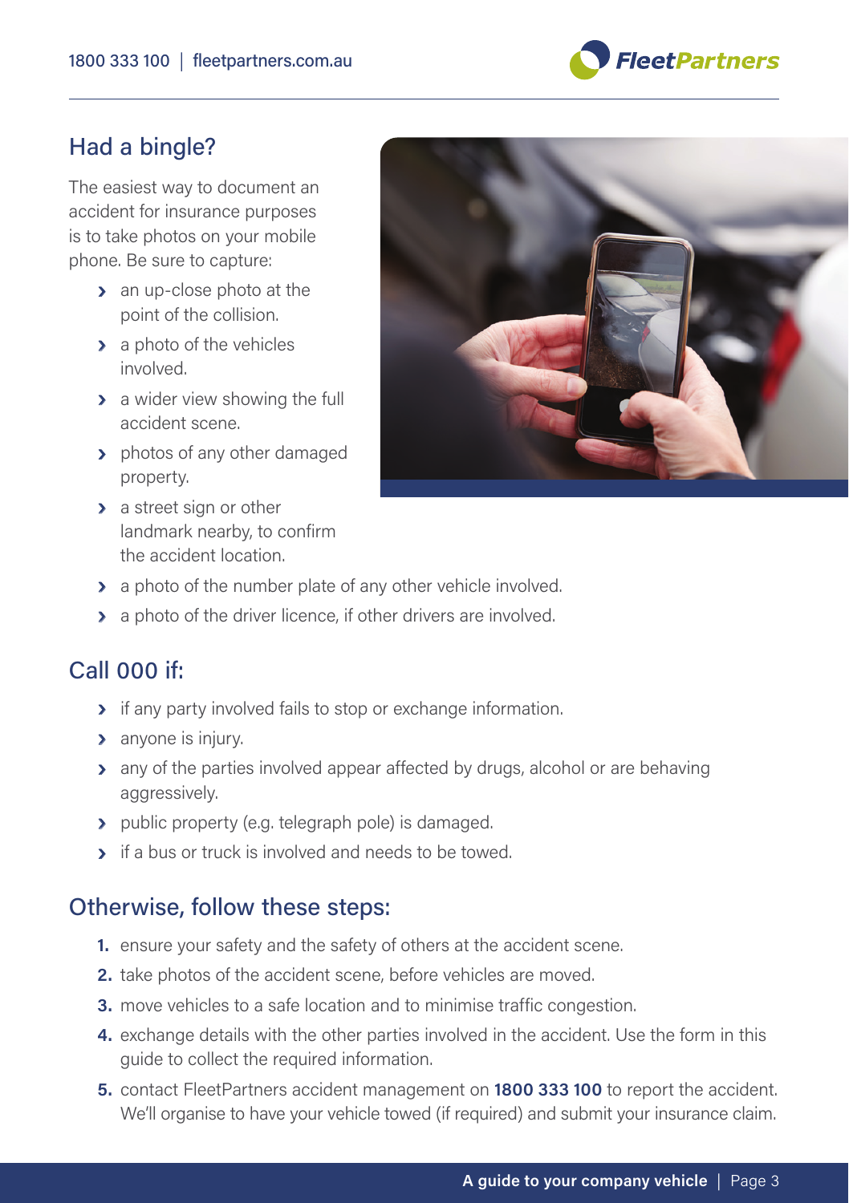## Had a bingle?

The easiest way to document an accident for insurance purposes is to take photos on your mobile phone. Be sure to capture:

- an up-close photo at the point of the collision.
- a photo of the vehicles involved.
- a wider view showing the full accident scene.
- photos of any other damaged property.
- a street sign or other landmark nearby, to confirm the accident location.
- a photo of the number plate of any other vehicle involved.
- a photo of the driver licence, if other drivers are involved.

## Call 000 if:

- if any party involved fails to stop or exchange information.
- anyone is injury.
- any of the parties involved appear affected by drugs, alcohol or are behaving aggressively.
- public property (e.g. telegraph pole) is damaged.
- if a bus or truck is involved and needs to be towed.

## Otherwise, follow these steps:

1. ensure your safety and the safety of others at the accident scene.
2. take photos of the accident scene, before vehicles are moved.
3. move vehicles to a safe location and to minimise traffic congestion.
4. exchange details with the other parties involved in the accident. Use the form in this guide to collect the required information.
5. contact FleetPartners accident management on **1800 333 100** to report the accident. We'll organise to have your vehicle towed (if required) and submit your insurance claim.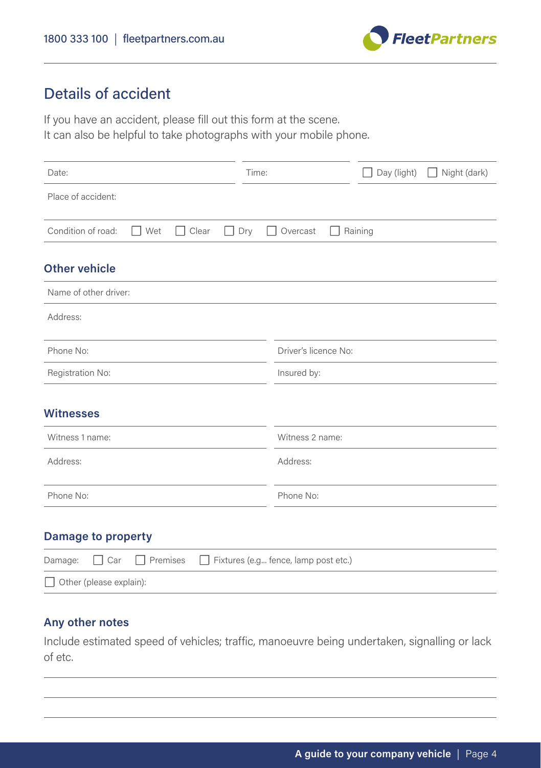## Details of accident

If you have an accident, please fill out this form at the scene.
It can also be helpful to take photographs with your mobile phone.

| Date: | Time: | ☐ Day (light) ☐ Night (dark) |
|---|---|---|

Place of accident:

Condition of road: ☐ Wet ☐ Clear ☐ Dry ☐ Overcast ☐ Raining

### Other vehicle

Name of other driver:

Address:

| Phone No: | Driver's licence No: |
|---|---|
| Registration No: | Insured by: |

### Witnesses

| Witness 1 name: | Witness 2 name: |
|---|---|
| Address: | Address: |
| Phone No: | Phone No: |

### Damage to property

Damage: ☐ Car ☐ Premises ☐ Fixtures (e.g... fence, lamp post etc.)

☐ Other (please explain):

### Any other notes

Include estimated speed of vehicles; traffic, manoeuvre being undertaken, signalling or lack of etc.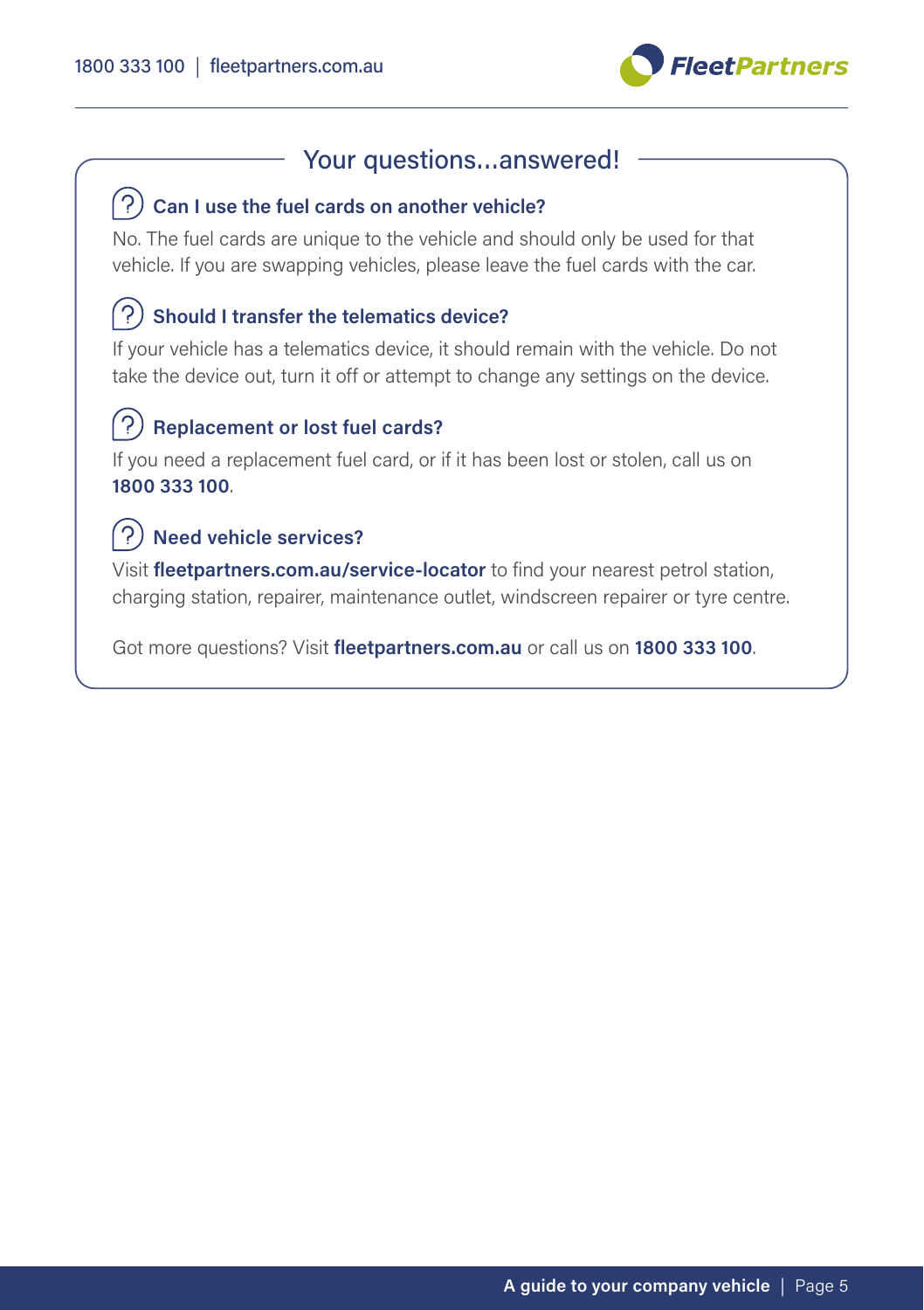## Your questions...answered!

### Can I use the fuel cards on another vehicle?

No. The fuel cards are unique to the vehicle and should only be used for that vehicle. If you are swapping vehicles, please leave the fuel cards with the car.

### Should I transfer the telematics device?

If your vehicle has a telematics device, it should remain with the vehicle. Do not take the device out, turn it off or attempt to change any settings on the device.

### Replacement or lost fuel cards?

If you need a replacement fuel card, or if it has been lost or stolen, call us on **1800 333 100**.

### Need vehicle services?

Visit **fleetpartners.com.au/service-locator** to find your nearest petrol station, charging station, repairer, maintenance outlet, windscreen repairer or tyre centre.

Got more questions? Visit **fleetpartners.com.au** or call us on **1800 333 100**.